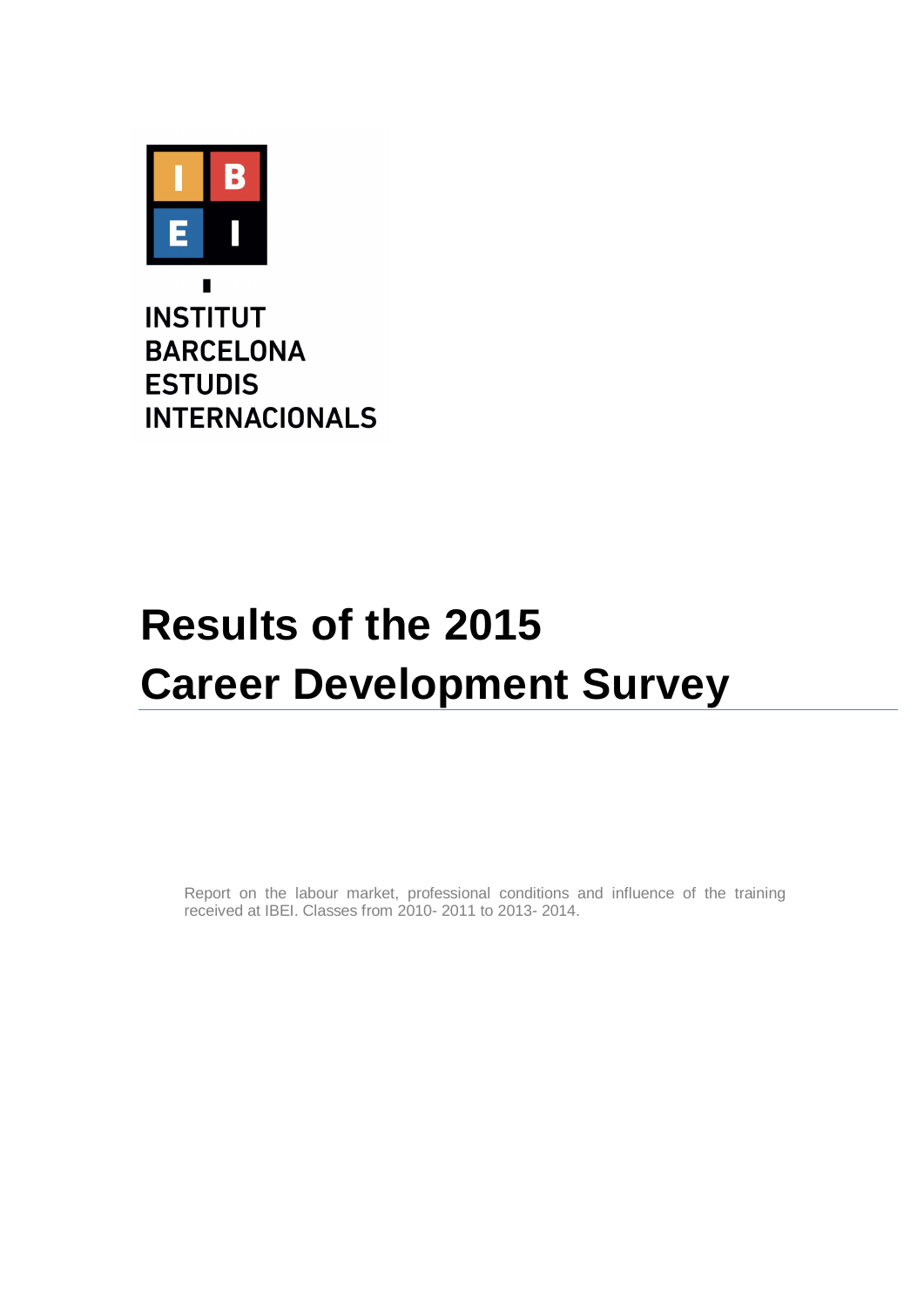INSTITUT
BARCELONA
ESTUDIS
INTERNACIONALS

# Results of the 2015 Career Development Survey

Report on the labour market, professional conditions and influence of the training received at IBEI. Classes from 2010- 2011 to 2013- 2014.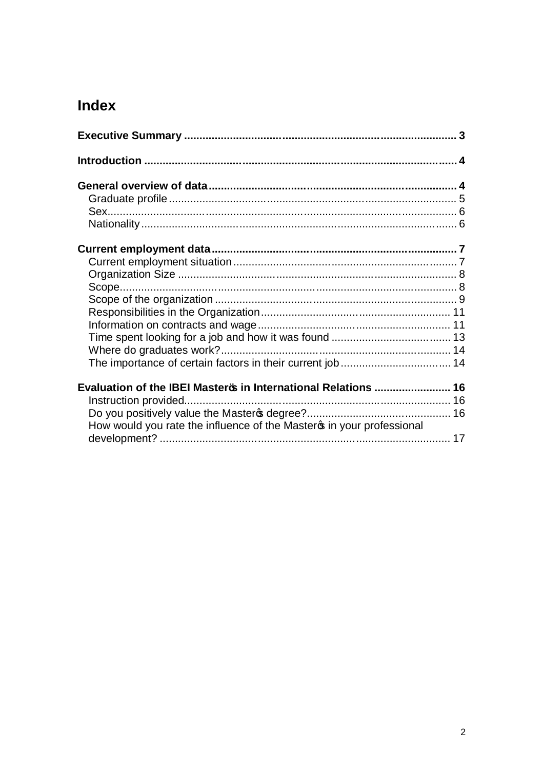# Index

**Executive Summary** ........................................................................................ 3

**Introduction** ..................................................................................................... 4

**General overview of data** ................................................................................ 4
- Graduate profile .............................................................................................. 5
- Sex.................................................................................................................. 6
- Nationality ...................................................................................................... 6

**Current employment data** ............................................................................... 7
- Current employment situation ......................................................................... 7
- Organization Size ........................................................................................... 8
- Scope.............................................................................................................. 8
- Scope of the organization ............................................................................... 9
- Responsibilities in the Organization.............................................................. 11
- Information on contracts and wage............................................................... 11
- Time spent looking for a job and how it was found ....................................... 13
- Where do graduates work?........................................................................... 14
- The importance of certain factors in their current job.................................... 14

**Evaluation of the IBEI Masterös in International Relations** ......................... 16
- Instruction provided....................................................................................... 16
- Do you positively value the Masterøs degree?.............................................. 16
- How would you rate the influence of the Masterøs in your professional development? .............................................................................................. 17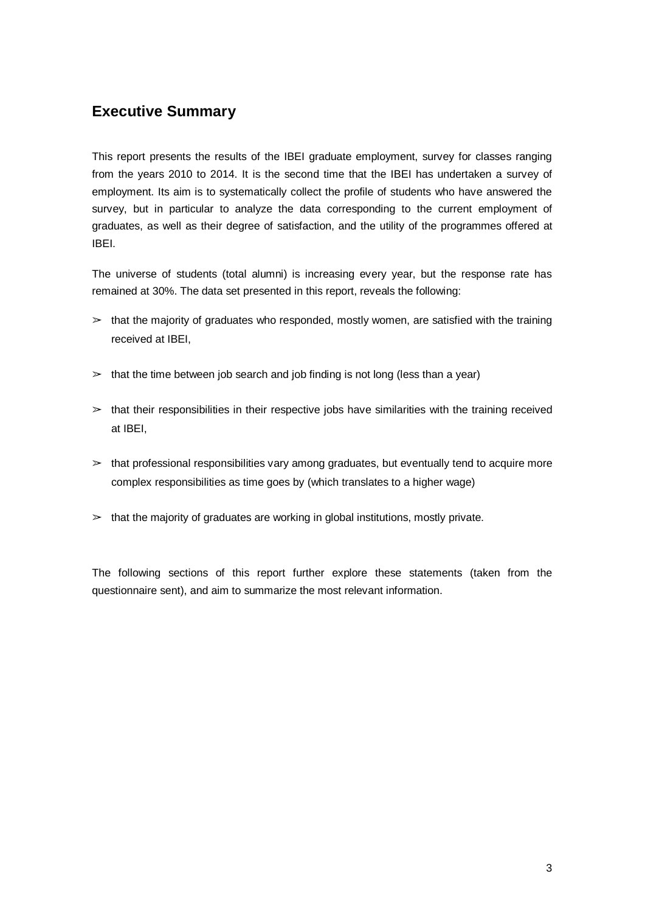## Executive Summary

This report presents the results of the IBEI graduate employment, survey for classes ranging from the years 2010 to 2014. It is the second time that the IBEI has undertaken a survey of employment. Its aim is to systematically collect the profile of students who have answered the survey, but in particular to analyze the data corresponding to the current employment of graduates, as well as their degree of satisfaction, and the utility of the programmes offered at IBEI.

The universe of students (total alumni) is increasing every year, but the response rate has remained at 30%. The data set presented in this report, reveals the following:

- ➢ that the majority of graduates who responded, mostly women, are satisfied with the training received at IBEI,
- ➢ that the time between job search and job finding is not long (less than a year)
- ➢ that their responsibilities in their respective jobs have similarities with the training received at IBEI,
- ➢ that professional responsibilities vary among graduates, but eventually tend to acquire more complex responsibilities as time goes by (which translates to a higher wage)
- ➢ that the majority of graduates are working in global institutions, mostly private.

The following sections of this report further explore these statements (taken from the questionnaire sent), and aim to summarize the most relevant information.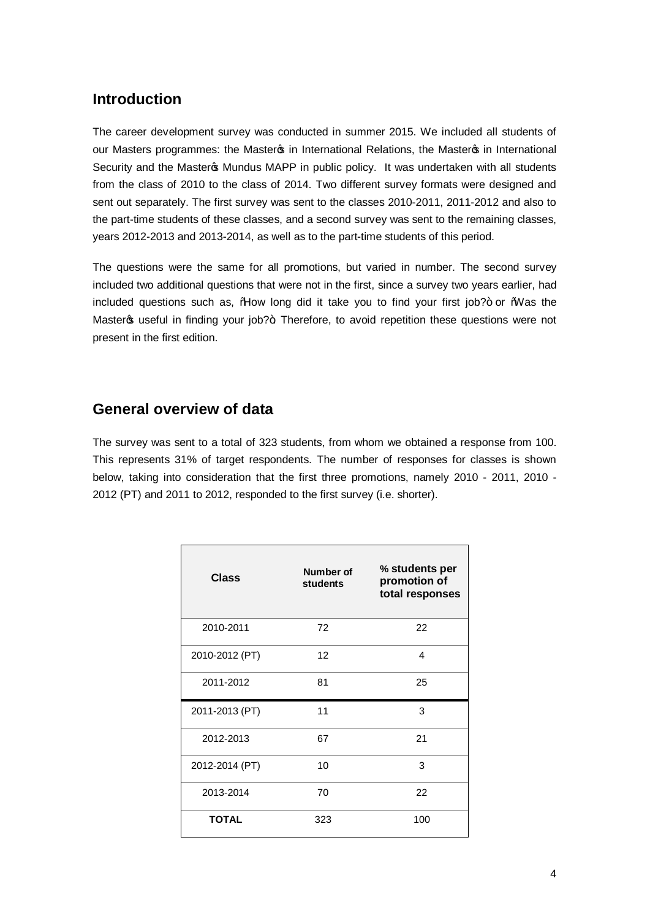## Introduction

The career development survey was conducted in summer 2015. We included all students of our Masters programmes: the Master's in International Relations, the Master's in International Security and the Master's Mundus MAPP in public policy. It was undertaken with all students from the class of 2010 to the class of 2014. Two different survey formats were designed and sent out separately. The first survey was sent to the classes 2010-2011, 2011-2012 and also to the part-time students of these classes, and a second survey was sent to the remaining classes, years 2012-2013 and 2013-2014, as well as to the part-time students of this period.

The questions were the same for all promotions, but varied in number. The second survey included two additional questions that were not in the first, since a survey two years earlier, had included questions such as, "How long did it take you to find your first job?" or "Was the Master's useful in finding your job?" Therefore, to avoid repetition these questions were not present in the first edition.

## General overview of data

The survey was sent to a total of 323 students, from whom we obtained a response from 100. This represents 31% of target respondents. The number of responses for classes is shown below, taking into consideration that the first three promotions, namely 2010 - 2011, 2010 - 2012 (PT) and 2011 to 2012, responded to the first survey (i.e. shorter).

| Class | Number of students | % students per promotion of total responses |
|---|---|---|
| 2010-2011 | 72 | 22 |
| 2010-2012 (PT) | 12 | 4 |
| 2011-2012 | 81 | 25 |
| 2011-2013 (PT) | 11 | 3 |
| 2012-2013 | 67 | 21 |
| 2012-2014 (PT) | 10 | 3 |
| 2013-2014 | 70 | 22 |
| **TOTAL** | 323 | 100 |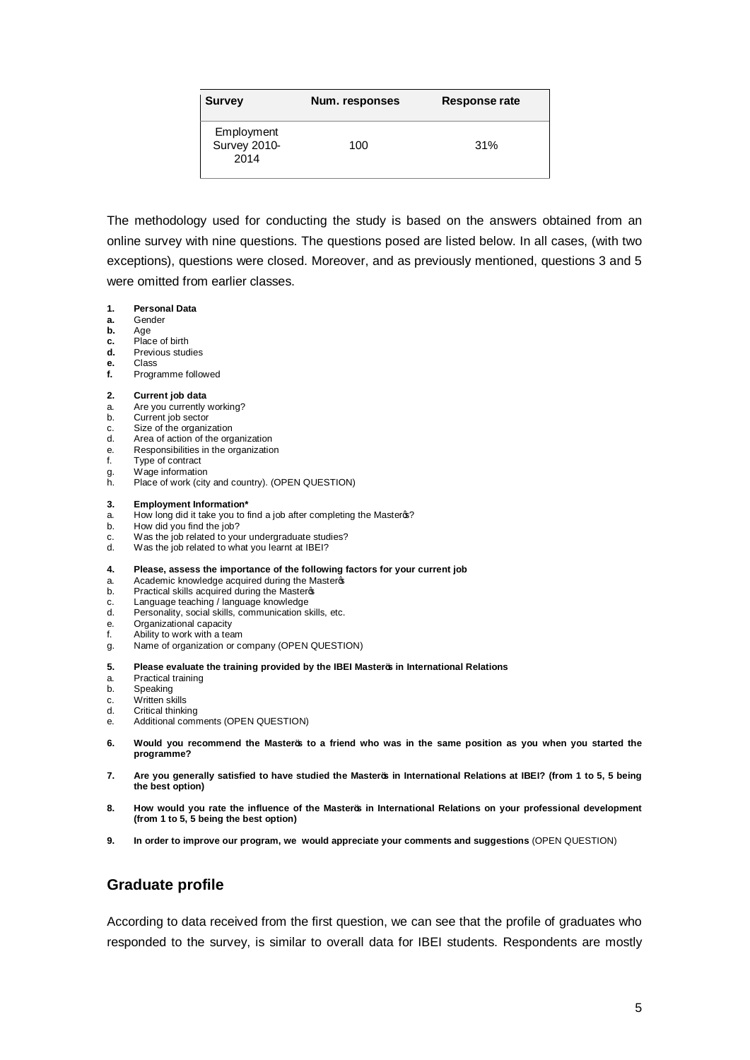| Survey | Num. responses | Response rate |
|---|---|---|
| Employment Survey 2010-2014 | 100 | 31% |

The methodology used for conducting the study is based on the answers obtained from an online survey with nine questions. The questions posed are listed below. In all cases, (with two exceptions), questions were closed. Moreover, and as previously mentioned, questions 3 and 5 were omitted from earlier classes.

**1. Personal Data**

**a.** Gender
**b.** Age
**c.** Place of birth
**d.** Previous studies
**e.** Class
**f.** Programme followed

**2. Current job data**

a. Are you currently working?
b. Current job sector
c. Size of the organization
d. Area of action of the organization
e. Responsibilities in the organization
f. Type of contract
g. Wage information
h. Place of work (city and country). (OPEN QUESTION)

**3. Employment Information***

a. How long did it take you to find a job after completing the Master's?
b. How did you find the job?
c. Was the job related to your undergraduate studies?
d. Was the job related to what you learnt at IBEI?

**4. Please, assess the importance of the following factors for your current job**

a. Academic knowledge acquired during the Master's
b. Practical skills acquired during the Master's
c. Language teaching / language knowledge
d. Personality, social skills, communication skills, etc.
e. Organizational capacity
f. Ability to work with a team
g. Name of organization or company (OPEN QUESTION)

**5. Please evaluate the training provided by the IBEI Master's in International Relations**

a. Practical training
b. Speaking
c. Written skills
d. Critical thinking
e. Additional comments (OPEN QUESTION)

**6. Would you recommend the Master's to a friend who was in the same position as you when you started the programme?**

**7. Are you generally satisfied to have studied the Master's in International Relations at IBEI? (from 1 to 5, 5 being the best option)**

**8. How would you rate the influence of the Master's in International Relations on your professional development (from 1 to 5, 5 being the best option)**

**9. In order to improve our program, we would appreciate your comments and suggestions** (OPEN QUESTION)

## Graduate profile

According to data received from the first question, we can see that the profile of graduates who responded to the survey, is similar to overall data for IBEI students. Respondents are mostly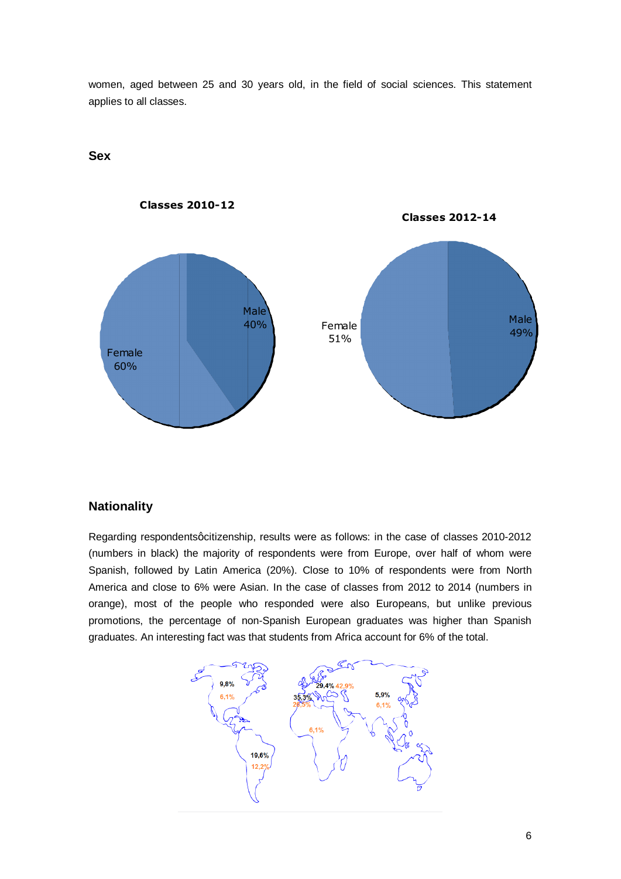women, aged between 25 and 30 years old, in the field of social sciences. This statement applies to all classes.

## Sex

**Classes 2010-12**

Male 40%

Female 60%

**Classes 2012-14**

Female 51%

Male 49%

## Nationality

Regarding respondentsôcitizenship, results were as follows: in the case of classes 2010-2012 (numbers in black) the majority of respondents were from Europe, over half of whom were Spanish, followed by Latin America (20%). Close to 10% of respondents were from North America and close to 6% were Asian. In the case of classes from 2012 to 2014 (numbers in orange), most of the people who responded were also Europeans, but unlike previous promotions, the percentage of non-Spanish European graduates was higher than Spanish graduates. An interesting fact was that students from Africa account for 6% of the total.

9,8% 6,1% 29,4% 42,9% 35,3% 26,5% 5,9% 6,1% 6,1% 19,6% 12,2%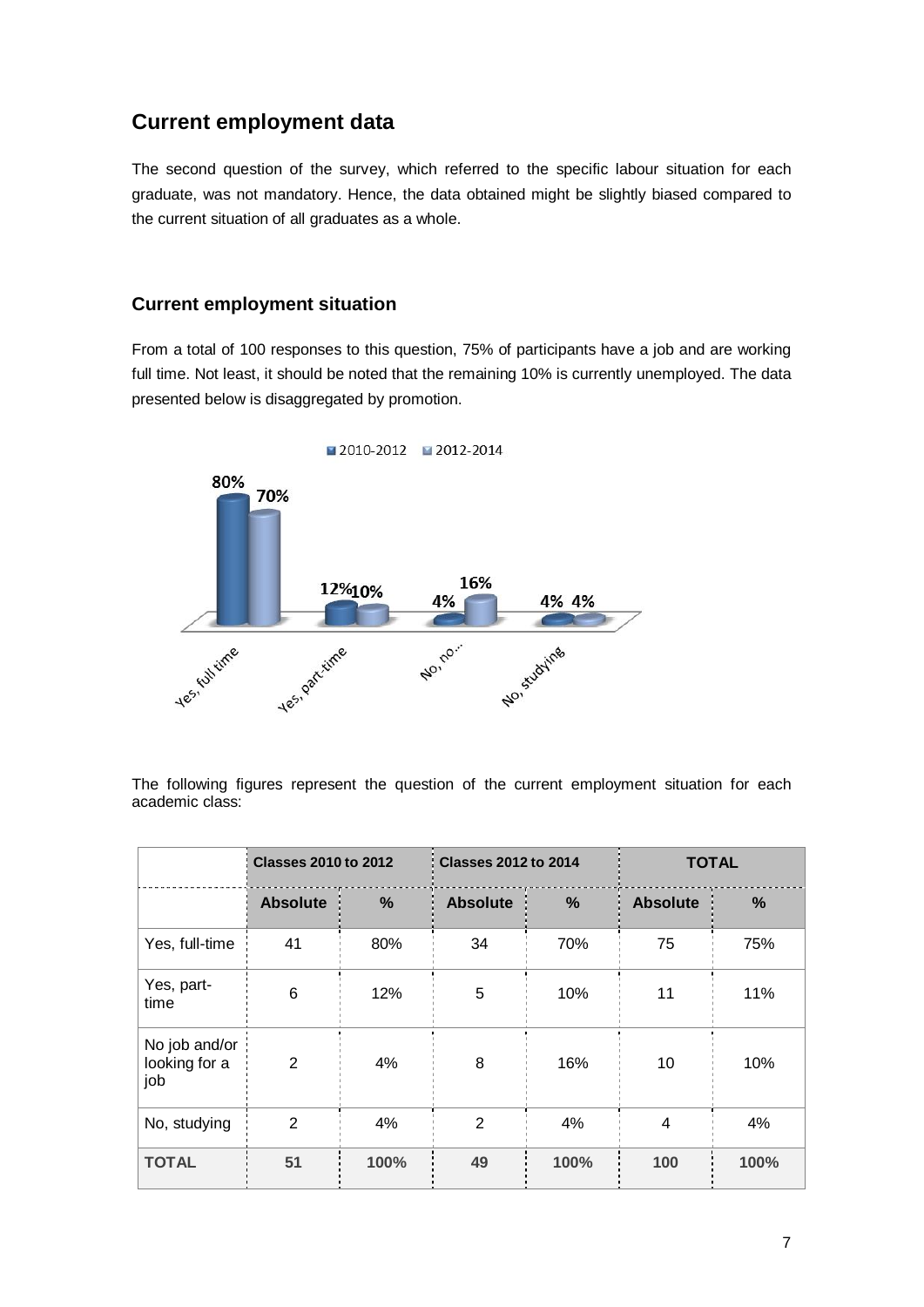## Current employment data

The second question of the survey, which referred to the specific labour situation for each graduate, was not mandatory. Hence, the data obtained might be slightly biased compared to the current situation of all graduates as a whole.

### Current employment situation

From a total of 100 responses to this question, 75% of participants have a job and are working full time. Not least, it should be noted that the remaining 10% is currently unemployed. The data presented below is disaggregated by promotion.

The following figures represent the question of the current employment situation for each academic class:

| | Classes 2010 to 2012 | | Classes 2012 to 2014 | | TOTAL | |
|---|---|---|---|---|---|---|
| | **Absolute** | **%** | **Absolute** | **%** | **Absolute** | **%** |
| Yes, full-time | 41 | 80% | 34 | 70% | 75 | 75% |
| Yes, part-time | 6 | 12% | 5 | 10% | 11 | 11% |
| No job and/or looking for a job | 2 | 4% | 8 | 16% | 10 | 10% |
| No, studying | 2 | 4% | 2 | 4% | 4 | 4% |
| **TOTAL** | **51** | **100%** | **49** | **100%** | **100** | **100%** |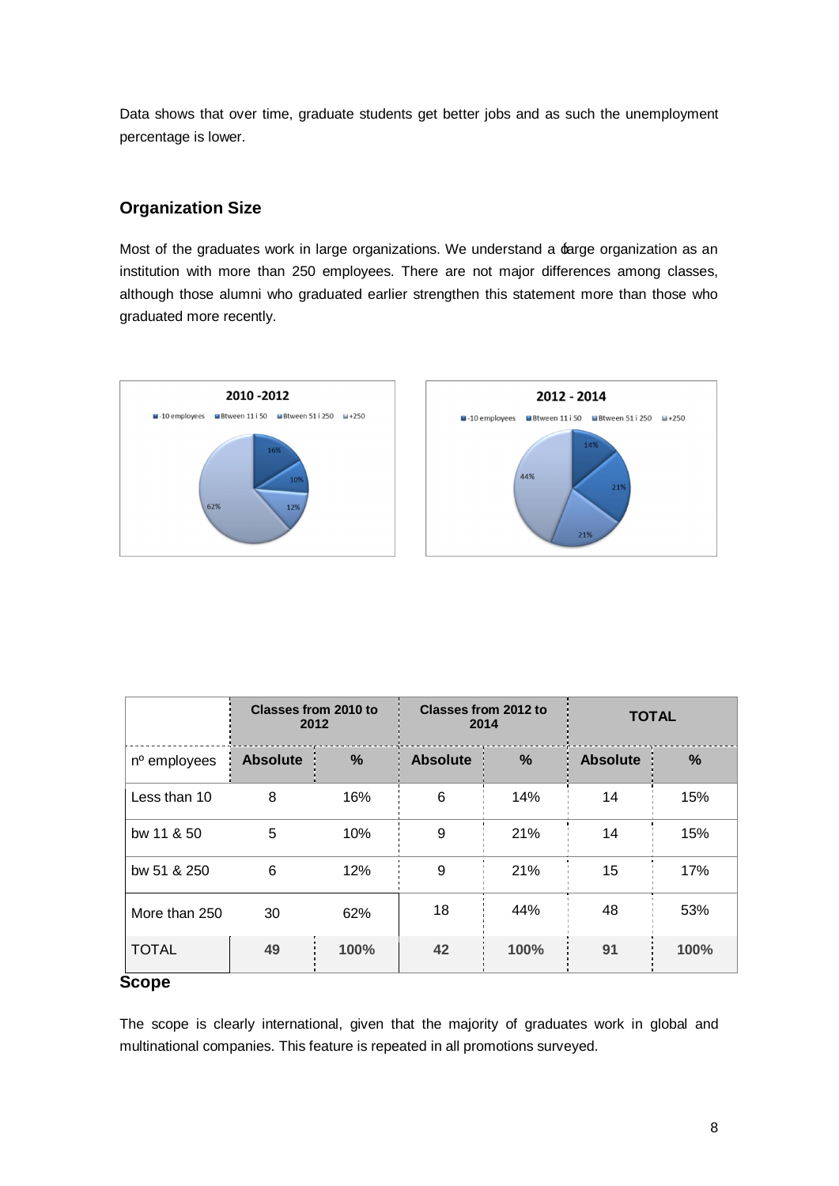Data shows that over time, graduate students get better jobs and as such the unemployment percentage is lower.

## Organization Size

Most of the graduates work in large organizations. We understand a ólarge organization as an institution with more than 250 employees. There are not major differences among classes, although those alumni who graduated earlier strengthen this statement more than those who graduated more recently.

| | Classes from 2010 to 2012 | | Classes from 2012 to 2014 | | TOTAL | |
|---|---|---|---|---|---|---|
| nº employees | Absolute | % | Absolute | % | Absolute | % |
| Less than 10 | 8 | 16% | 6 | 14% | 14 | 15% |
| bw 11 & 50 | 5 | 10% | 9 | 21% | 14 | 15% |
| bw 51 & 250 | 6 | 12% | 9 | 21% | 15 | 17% |
| More than 250 | 30 | 62% | 18 | 44% | 48 | 53% |
| TOTAL | **49** | **100%** | **42** | **100%** | **91** | **100%** |

## Scope

The scope is clearly international, given that the majority of graduates work in global and multinational companies. This feature is repeated in all promotions surveyed.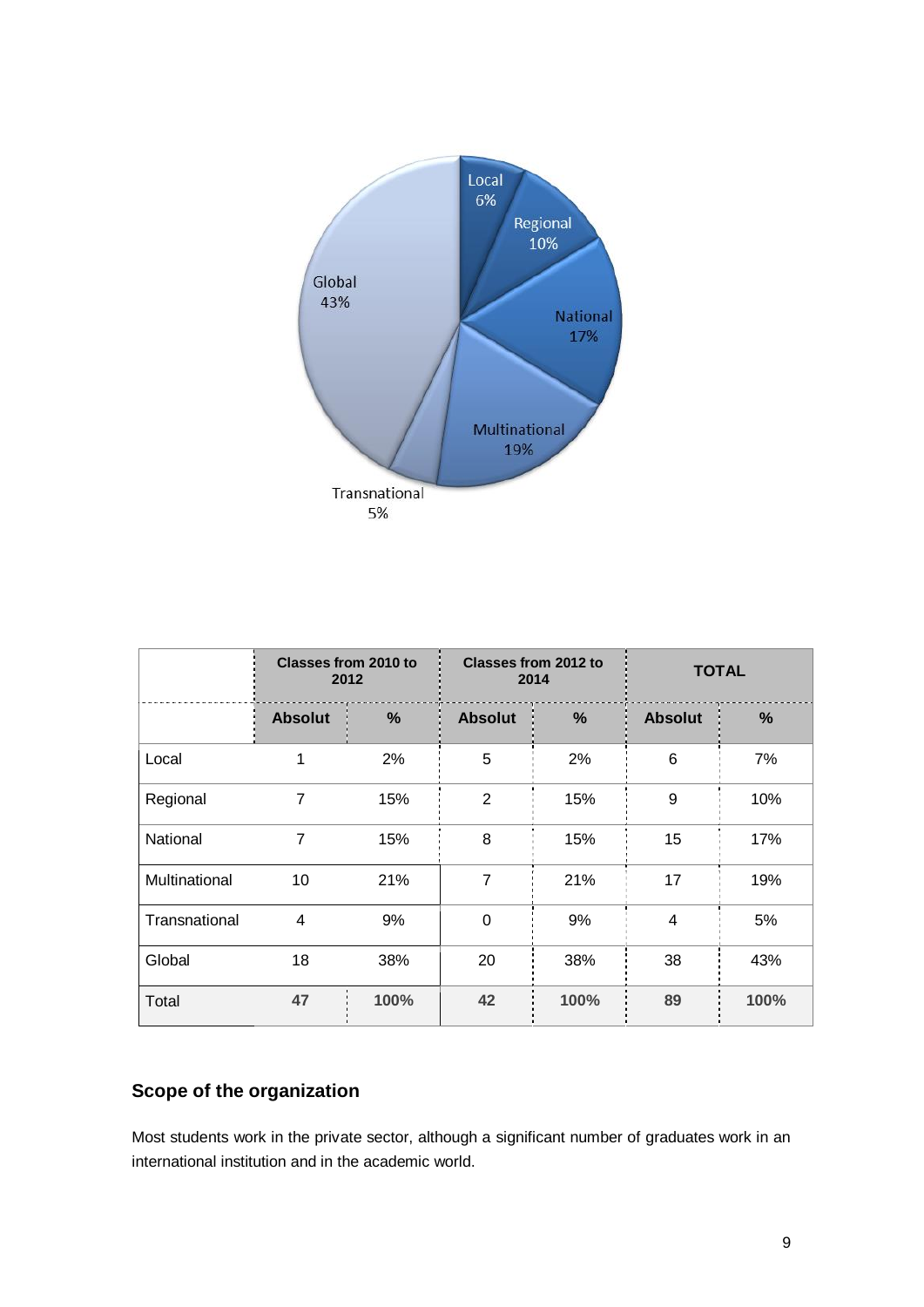| | Classes from 2010 to 2012 | | Classes from 2012 to 2014 | | TOTAL | |
|---|---|---|---|---|---|---|
| | Absolut | % | Absolut | % | Absolut | % |
| Local | 1 | 2% | 5 | 2% | 6 | 7% |
| Regional | 7 | 15% | 2 | 15% | 9 | 10% |
| National | 7 | 15% | 8 | 15% | 15 | 17% |
| Multinational | 10 | 21% | 7 | 21% | 17 | 19% |
| Transnational | 4 | 9% | 0 | 9% | 4 | 5% |
| Global | 18 | 38% | 20 | 38% | 38 | 43% |
| Total | **47** | **100%** | **42** | **100%** | **89** | **100%** |

## Scope of the organization

Most students work in the private sector, although a significant number of graduates work in an international institution and in the academic world.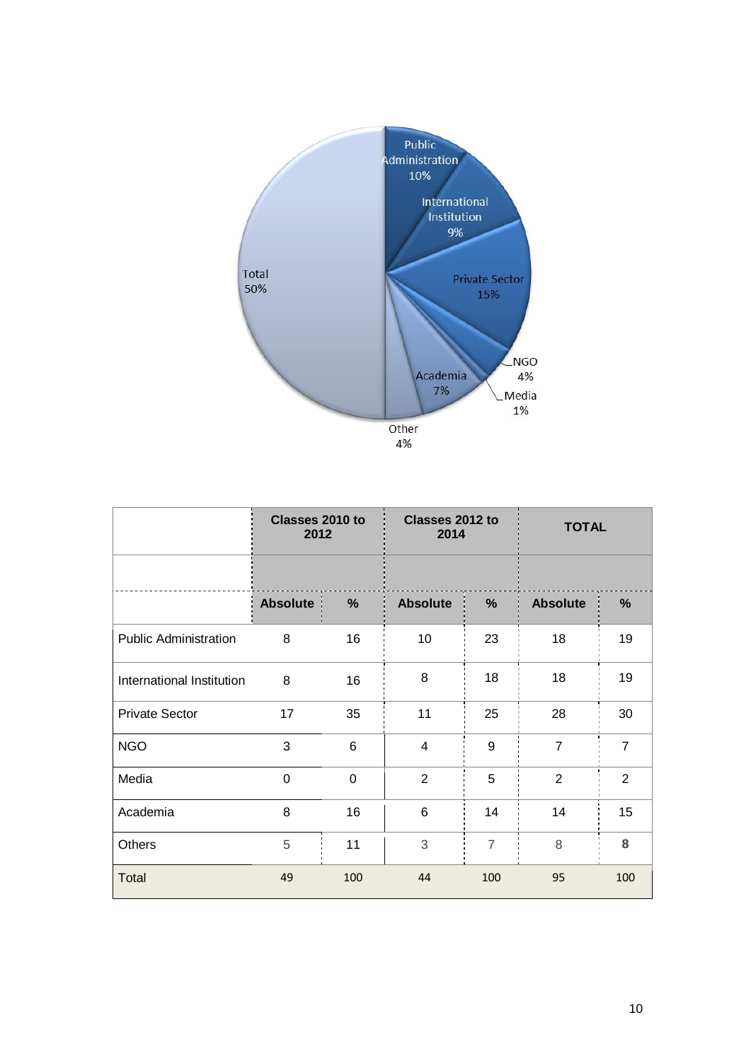Public Administration 10%

International Institution 9%

Private Sector 15%

NGO 4%

Media 1%

Academia 7%

Other 4%

Total 50%

| | Classes 2010 to 2012 | | Classes 2012 to 2014 | | TOTAL | |
|---|---|---|---|---|---|---|
| | Absolute | % | Absolute | % | Absolute | % |
| Public Administration | 8 | 16 | 10 | 23 | 18 | 19 |
| International Institution | 8 | 16 | 8 | 18 | 18 | 19 |
| Private Sector | 17 | 35 | 11 | 25 | 28 | 30 |
| NGO | 3 | 6 | 4 | 9 | 7 | 7 |
| Media | 0 | 0 | 2 | 5 | 2 | 2 |
| Academia | 8 | 16 | 6 | 14 | 14 | 15 |
| Others | 5 | 11 | 3 | 7 | 8 | 8 |
| Total | 49 | 100 | 44 | 100 | 95 | 100 |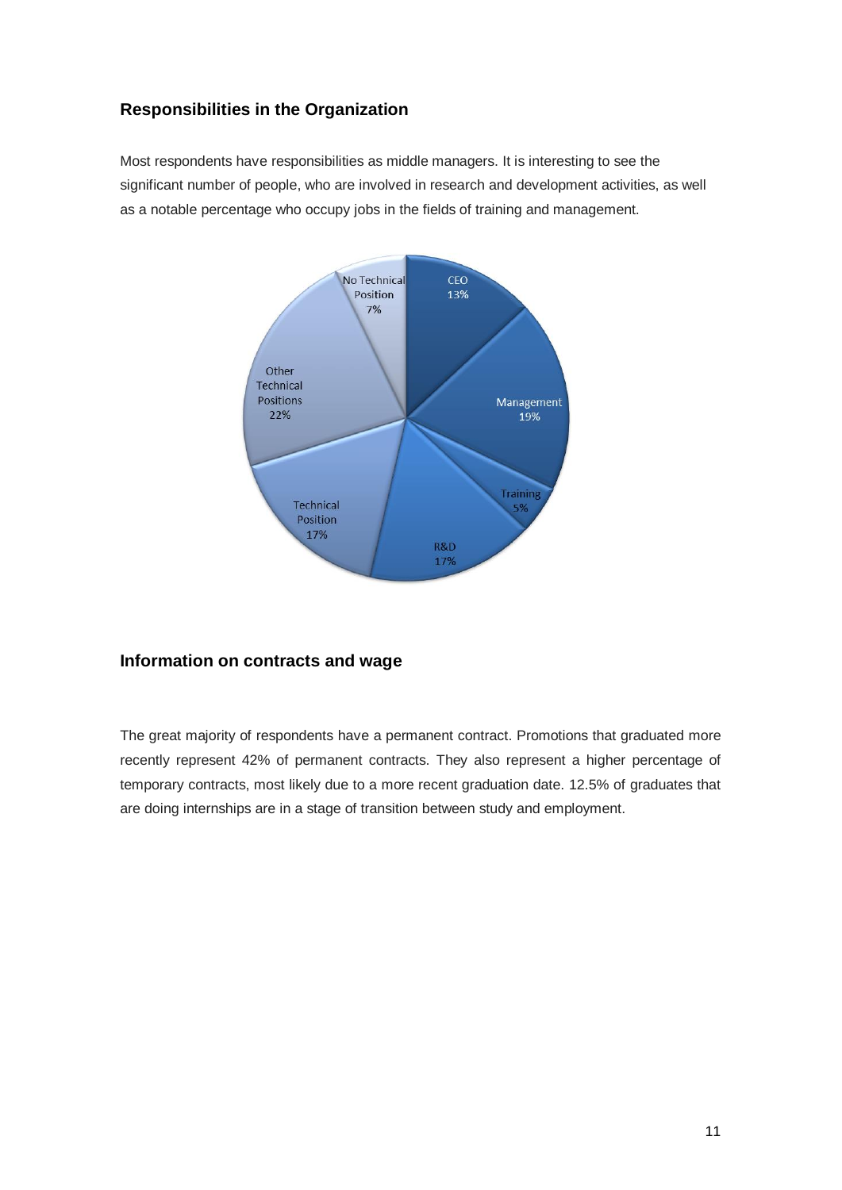## Responsibilities in the Organization

Most respondents have responsibilities as middle managers. It is interesting to see the significant number of people, who are involved in research and development activities, as well as a notable percentage who occupy jobs in the fields of training and management.

## Information on contracts and wage

The great majority of respondents have a permanent contract. Promotions that graduated more recently represent 42% of permanent contracts. They also represent a higher percentage of temporary contracts, most likely due to a more recent graduation date. 12.5% of graduates that are doing internships are in a stage of transition between study and employment.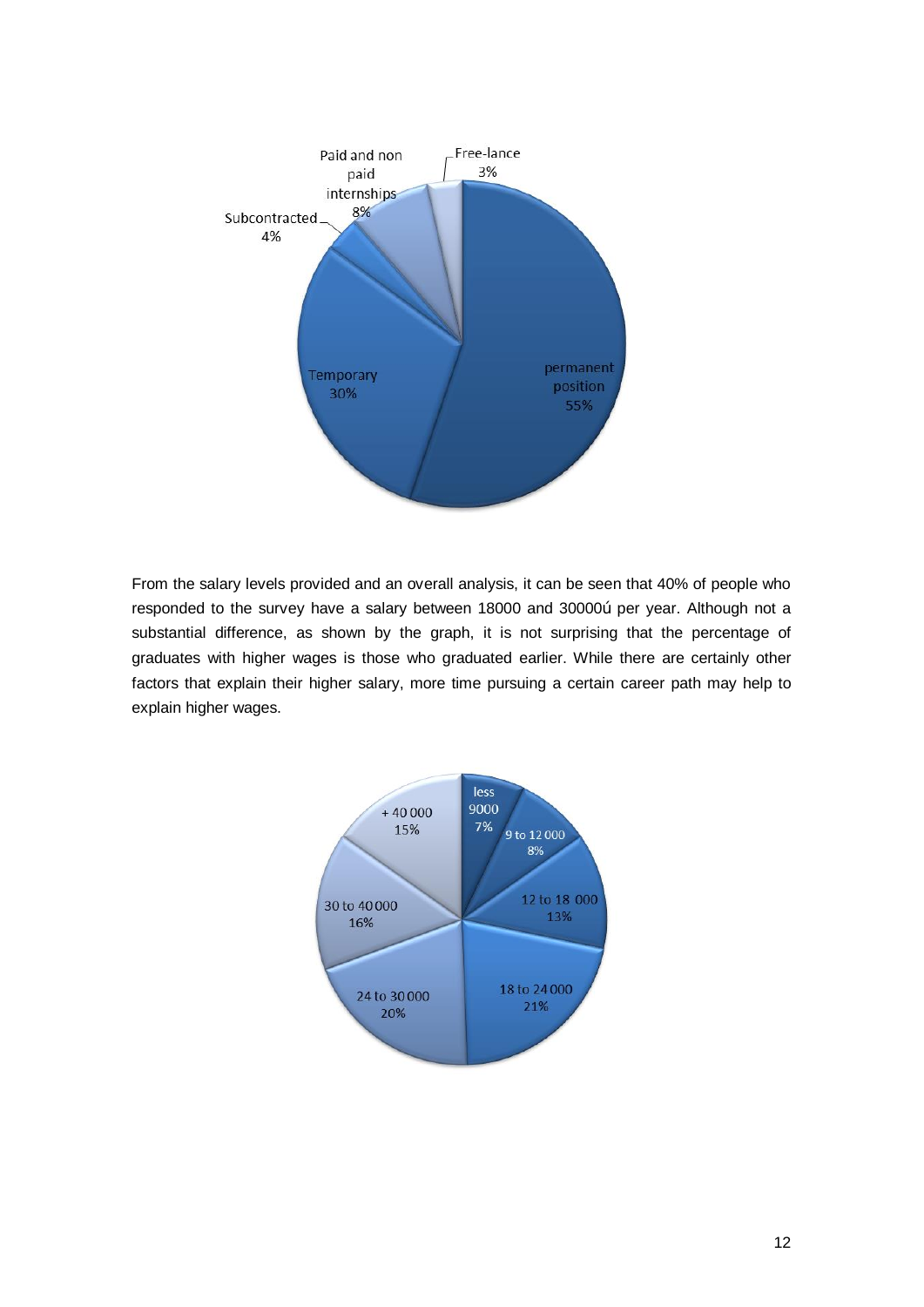From the salary levels provided and an overall analysis, it can be seen that 40% of people who responded to the survey have a salary between 18000 and 30000ú per year. Although not a substantial difference, as shown by the graph, it is not surprising that the percentage of graduates with higher wages is those who graduated earlier. While there are certainly other factors that explain their higher salary, more time pursuing a certain career path may help to explain higher wages.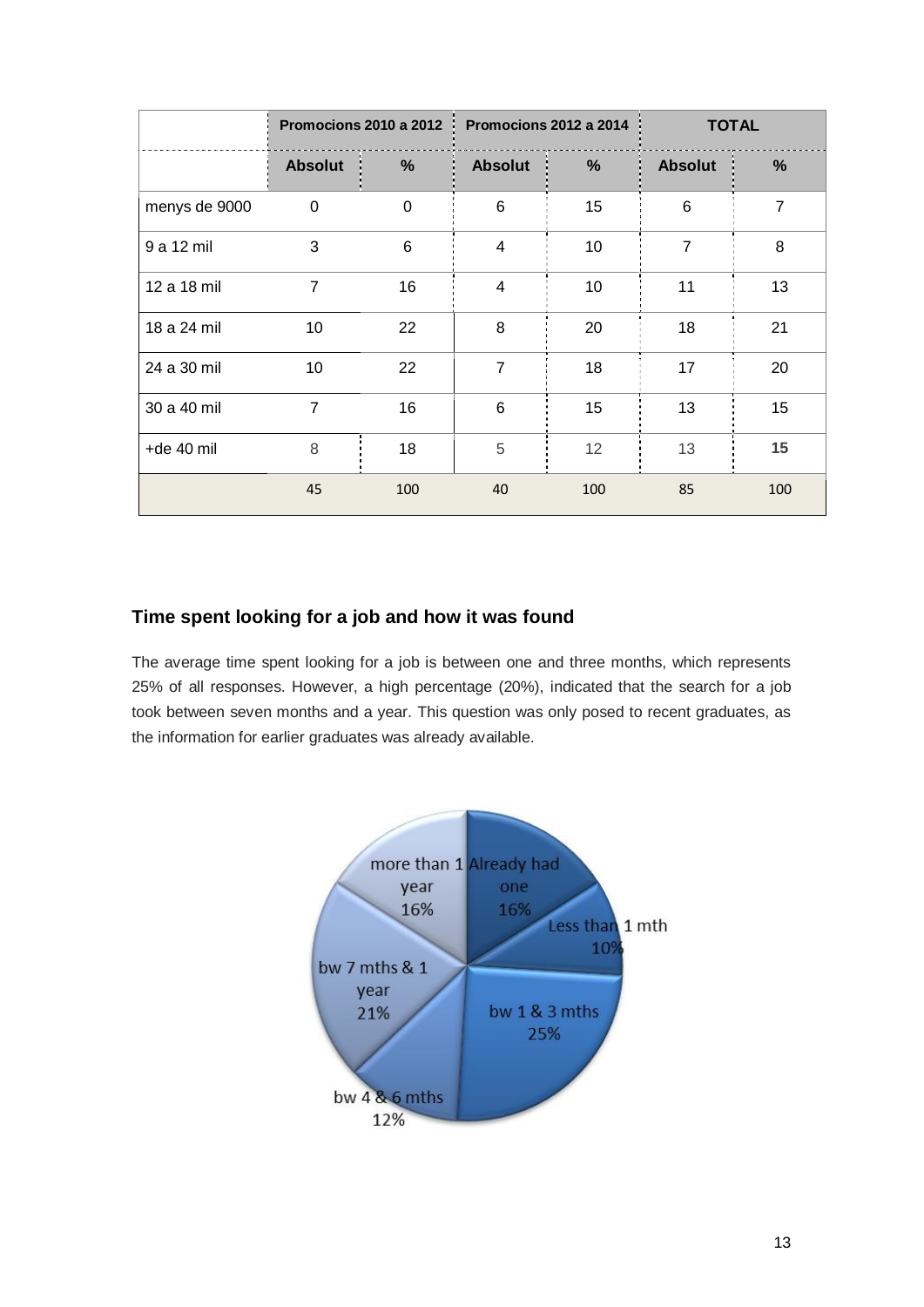| | Promocions 2010 a 2012 | | Promocions 2012 a 2014 | | TOTAL | |
|---|---|---|---|---|---|---|
| | **Absolut** | **%** | **Absolut** | **%** | **Absolut** | **%** |
| menys de 9000 | 0 | 0 | 6 | 15 | 6 | 7 |
| 9 a 12 mil | 3 | 6 | 4 | 10 | 7 | 8 |
| 12 a 18 mil | 7 | 16 | 4 | 10 | 11 | 13 |
| 18 a 24 mil | 10 | 22 | 8 | 20 | 18 | 21 |
| 24 a 30 mil | 10 | 22 | 7 | 18 | 17 | 20 |
| 30 a 40 mil | 7 | 16 | 6 | 15 | 13 | 15 |
| +de 40 mil | 8 | 18 | 5 | 12 | 13 | **15** |
| | 45 | 100 | 40 | 100 | 85 | 100 |

## Time spent looking for a job and how it was found

The average time spent looking for a job is between one and three months, which represents 25% of all responses. However, a high percentage (20%), indicated that the search for a job took between seven months and a year. This question was only posed to recent graduates, as the information for earlier graduates was already available.

| Category | % |
|---|---|
| Already had one | 16% |
| Less than 1 mth | 10% |
| bw 1 & 3 mths | 25% |
| bw 4 & 6 mths | 12% |
| bw 7 mths & 1 year | 21% |
| more than 1 year | 16% |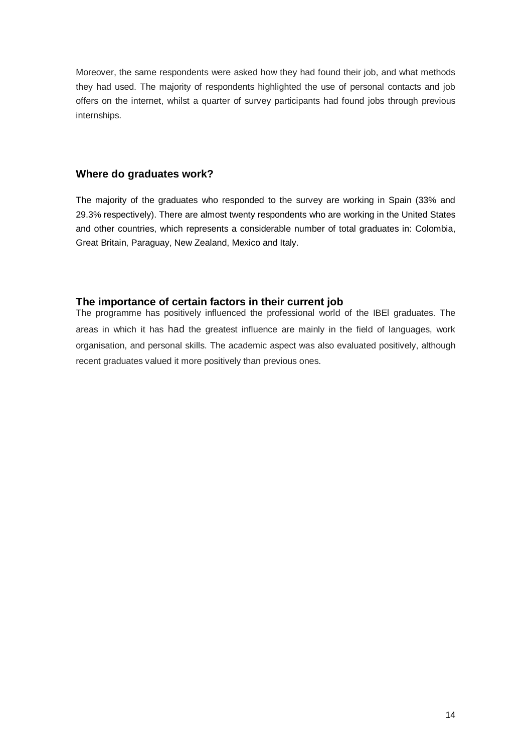Moreover, the same respondents were asked how they had found their job, and what methods they had used. The majority of respondents highlighted the use of personal contacts and job offers on the internet, whilst a quarter of survey participants had found jobs through previous internships.

## Where do graduates work?

The majority of the graduates who responded to the survey are working in Spain (33% and 29.3% respectively). There are almost twenty respondents who are working in the United States and other countries, which represents a considerable number of total graduates in: Colombia, Great Britain, Paraguay, New Zealand, Mexico and Italy.

## The importance of certain factors in their current job

The programme has positively influenced the professional world of the IBEI graduates. The areas in which it has had the greatest influence are mainly in the field of languages, work organisation, and personal skills. The academic aspect was also evaluated positively, although recent graduates valued it more positively than previous ones.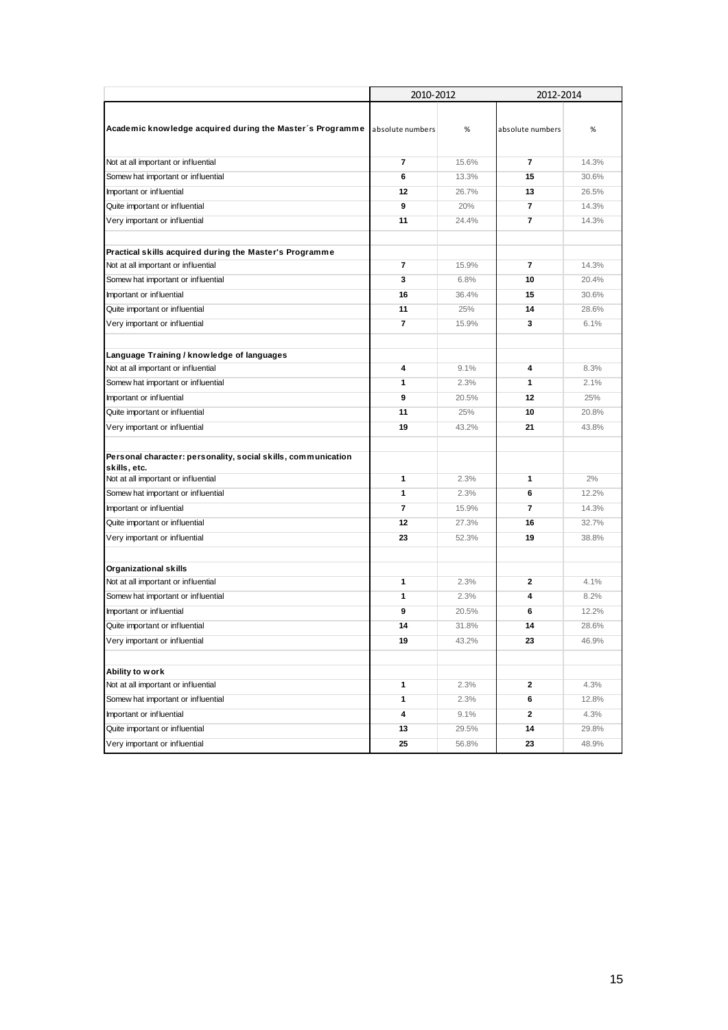| | 2010-2012 | | 2012-2014 | |
|---|---|---|---|---|
| **Academic knowledge acquired during the Master´s Programme** | absolute numbers | % | absolute numbers | % |
| Not at all important or influential | **7** | 15.6% | **7** | 14.3% |
| Somewhat important or influential | **6** | 13.3% | **15** | 30.6% |
| Important or influential | **12** | 26.7% | **13** | 26.5% |
| Quite important or influential | **9** | 20% | **7** | 14.3% |
| Very important or influential | **11** | 24.4% | **7** | 14.3% |
| | | | | |
| **Practical skills acquired during the Master's Programme** | | | | |
| Not at all important or influential | **7** | 15.9% | **7** | 14.3% |
| Somewhat important or influential | **3** | 6.8% | **10** | 20.4% |
| Important or influential | **16** | 36.4% | **15** | 30.6% |
| Quite important or influential | **11** | 25% | **14** | 28.6% |
| Very important or influential | **7** | 15.9% | **3** | 6.1% |
| | | | | |
| **Language Training / knowledge of languages** | | | | |
| Not at all important or influential | **4** | 9.1% | **4** | 8.3% |
| Somewhat important or influential | **1** | 2.3% | **1** | 2.1% |
| Important or influential | **9** | 20.5% | **12** | 25% |
| Quite important or influential | **11** | 25% | **10** | 20.8% |
| Very important or influential | **19** | 43.2% | **21** | 43.8% |
| | | | | |
| **Personal character: personality, social skills, communication skills, etc.** | | | | |
| Not at all important or influential | **1** | 2.3% | **1** | 2% |
| Somewhat important or influential | **1** | 2.3% | **6** | 12.2% |
| Important or influential | **7** | 15.9% | **7** | 14.3% |
| Quite important or influential | **12** | 27.3% | **16** | 32.7% |
| Very important or influential | **23** | 52.3% | **19** | 38.8% |
| | | | | |
| **Organizational skills** | | | | |
| Not at all important or influential | **1** | 2.3% | **2** | 4.1% |
| Somewhat important or influential | **1** | 2.3% | **4** | 8.2% |
| Important or influential | **9** | 20.5% | **6** | 12.2% |
| Quite important or influential | **14** | 31.8% | **14** | 28.6% |
| Very important or influential | **19** | 43.2% | **23** | 46.9% |
| | | | | |
| **Ability to work** | | | | |
| Not at all important or influential | **1** | 2.3% | **2** | 4.3% |
| Somewhat important or influential | **1** | 2.3% | **6** | 12.8% |
| Important or influential | **4** | 9.1% | **2** | 4.3% |
| Quite important or influential | **13** | 29.5% | **14** | 29.8% |
| Very important or influential | **25** | 56.8% | **23** | 48.9% |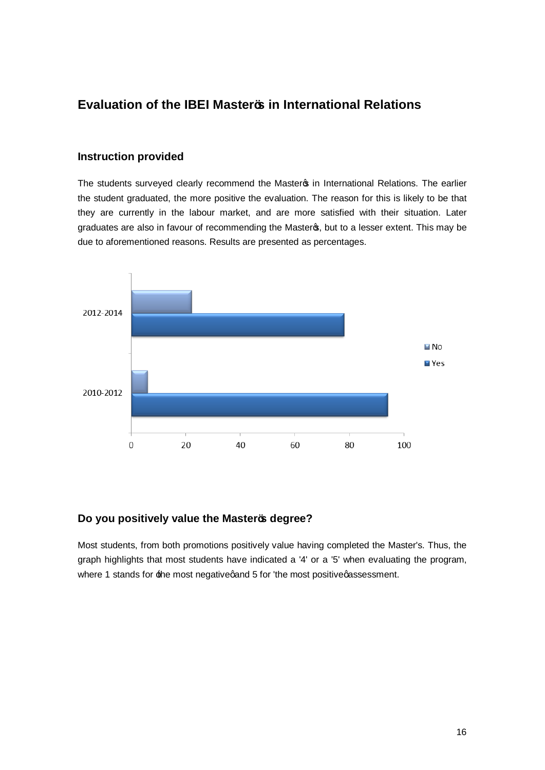## Evaluation of the IBEI Masterõs in International Relations

### Instruction provided

The students surveyed clearly recommend the Masterõs in International Relations. The earlier the student graduated, the more positive the evaluation. The reason for this is likely to be that they are currently in the labour market, and are more satisfied with their situation. Later graduates are also in favour of recommending the Masterõs, but to a lesser extent. This may be due to aforementioned reasons. Results are presented as percentages.

### Do you positively value the Masterõs degree?

Most students, from both promotions positively value having completed the Master's. Thus, the graph highlights that most students have indicated a '4' or a '5' when evaluating the program, where 1 stands for ôthe most negativeö and 5 for 'the most positiveö assessment.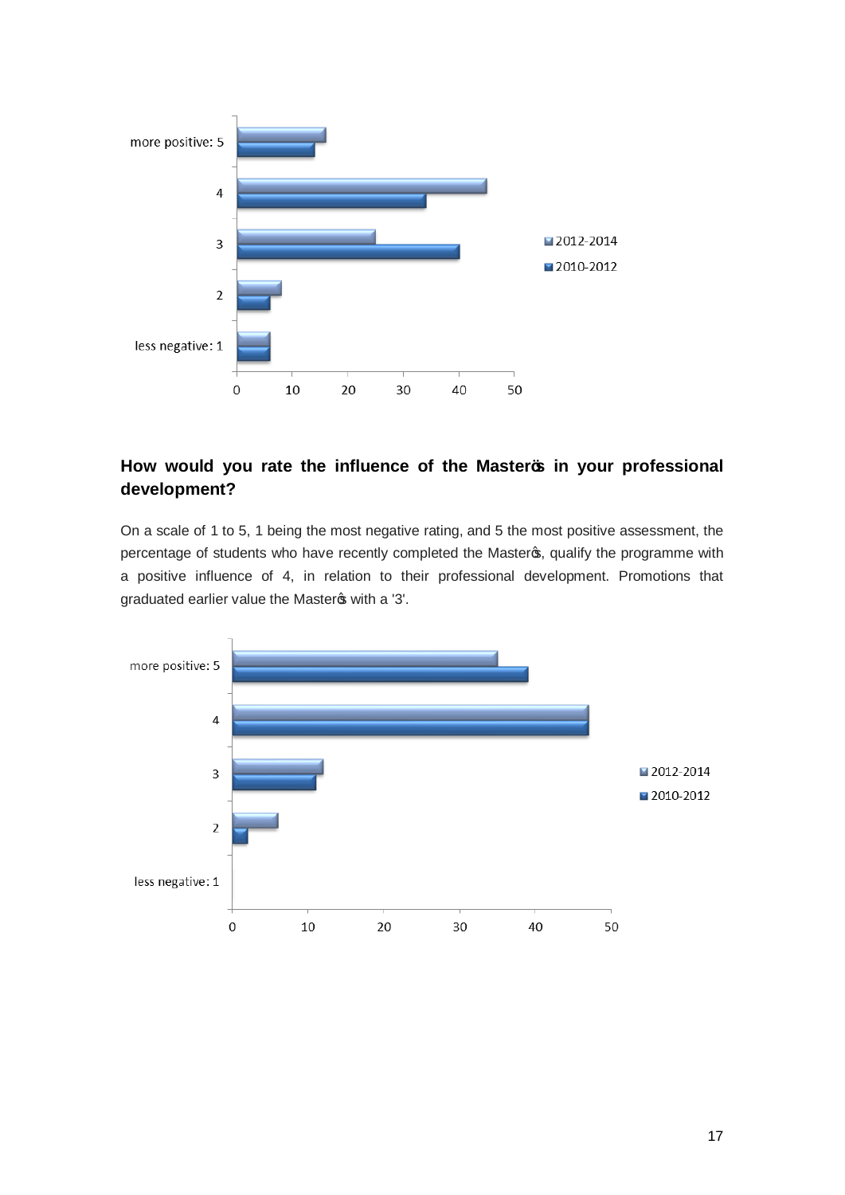more positive: 5

4

3

2

less negative: 1

0 10 20 30 40 50

2012-2014

2010-2012

**How would you rate the influence of the Master's in your professional development?**

On a scale of 1 to 5, 1 being the most negative rating, and 5 the most positive assessment, the percentage of students who have recently completed the Master's, qualify the programme with a positive influence of 4, in relation to their professional development. Promotions that graduated earlier value the Master's with a '3'.

more positive: 5

4

3

2

less negative: 1

0 10 20 30 40 50

2012-2014

2010-2012